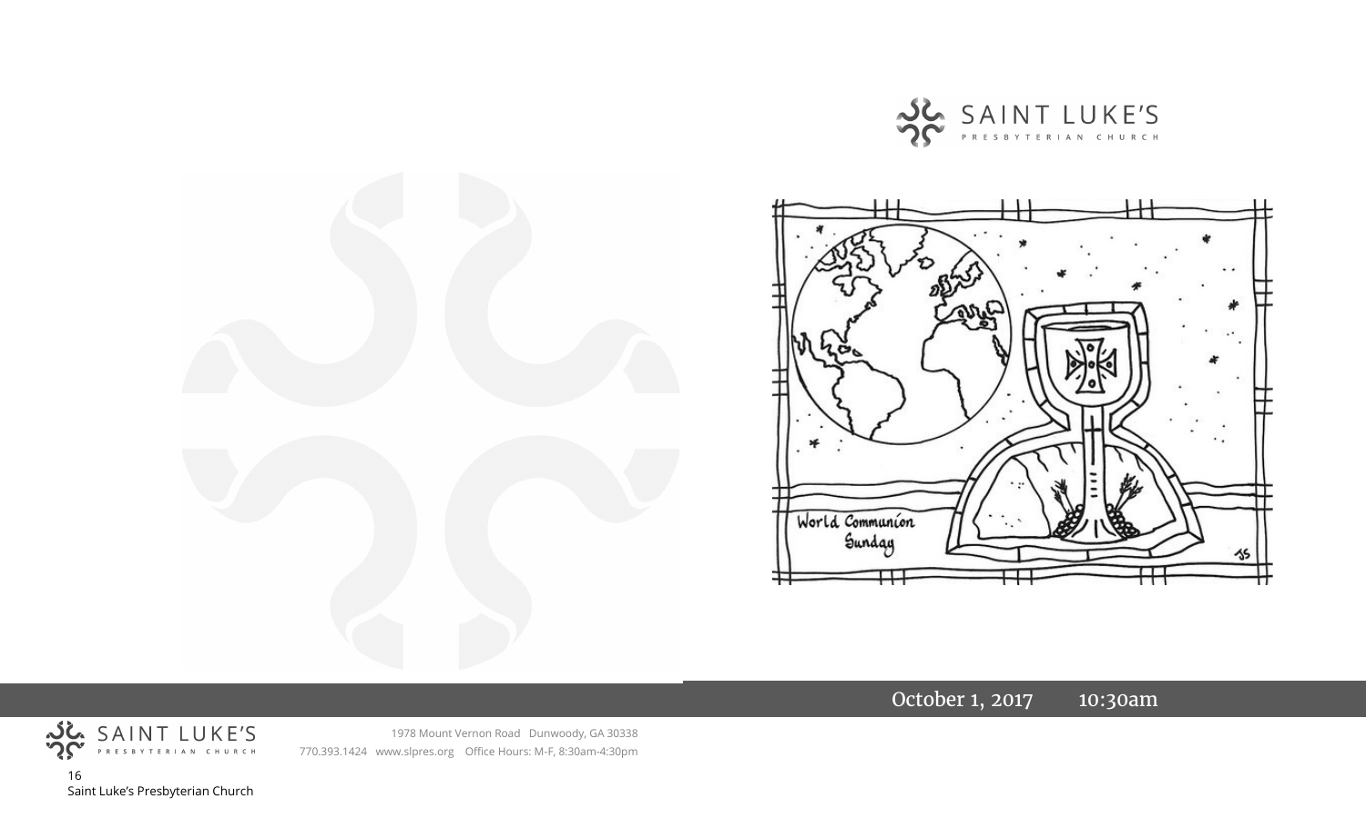SAINT LUKE'S
PRESBYTERIAN CHURCH

World Communion Sunday

October 1, 2017 10:30am

SAINT LUKE'S
PRESBYTERIAN CHURCH

1978 Mount Vernon Road Dunwoody, GA 30338
770.393.1424 www.slpres.org Office Hours: M-F, 8:30am-4:30pm

Saint Luke's Presbyterian Church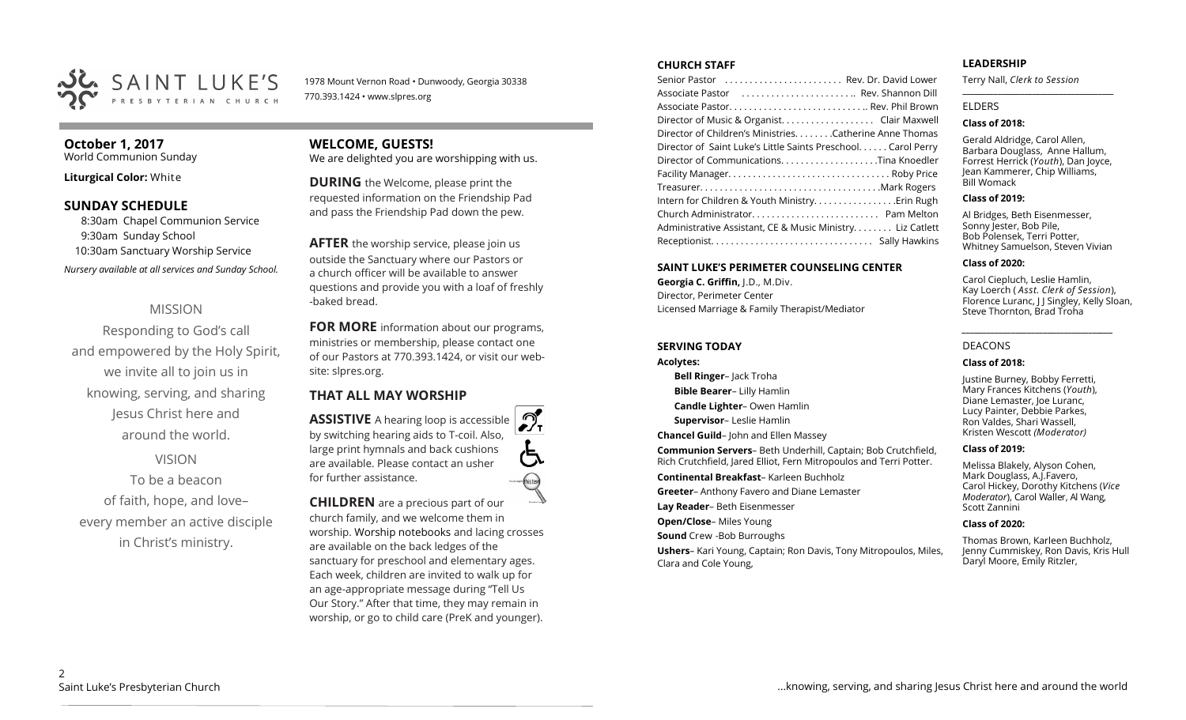# SAINT LUKE'S PRESBYTERIAN CHURCH

1978 Mount Vernon Road • Dunwoody, Georgia 30338
770.393.1424 • www.slpres.org

**October 1, 2017**
World Communion Sunday

**Liturgical Color:** White

## SUNDAY SCHEDULE

8:30am Chapel Communion Service
9:30am Sunday School
10:30am Sanctuary Worship Service

*Nursery available at all services and Sunday School.*

### MISSION

Responding to God's call and empowered by the Holy Spirit, we invite all to join us in knowing, serving, and sharing Jesus Christ here and around the world.

### VISION

To be a beacon of faith, hope, and love– every member an active disciple in Christ's ministry.

## WELCOME, GUESTS!

We are delighted you are worshipping with us.

**DURING** the Welcome, please print the requested information on the Friendship Pad and pass the Friendship Pad down the pew.

**AFTER** the worship service, please join us outside the Sanctuary where our Pastors or a church officer will be available to answer questions and provide you with a loaf of freshly -baked bread.

**FOR MORE** information about our programs, ministries or membership, please contact one of our Pastors at 770.393.1424, or visit our website: slpres.org.

## THAT ALL MAY WORSHIP

**ASSISTIVE** A hearing loop is accessible by switching hearing aids to T-coil. Also, large print hymnals and back cushions are available. Please contact an usher for further assistance.

**CHILDREN** are a precious part of our church family, and we welcome them in worship. Worship notebooks and lacing crosses are available on the back ledges of the sanctuary for preschool and elementary ages. Each week, children are invited to walk up for an age-appropriate message during "Tell Us Our Story." After that time, they may remain in worship, or go to child care (PreK and younger).

## CHURCH STAFF

Senior Pastor . . . . . . . . . . . . . . . . . . . . . . . . Rev. Dr. David Lower
Associate Pastor . . . . . . . . . . . . . . . . . . . . . . . Rev. Shannon Dill
Associate Pastor. . . . . . . . . . . . . . . . . . . . . . . . . . . . Rev. Phil Brown
Director of Music & Organist. . . . . . . . . . . . . . . . . . . Clair Maxwell
Director of Children's Ministries. . . . . . . .Catherine Anne Thomas
Director of Saint Luke's Little Saints Preschool. . . . . . Carol Perry
Director of Communications. . . . . . . . . . . . . . . . . . . .Tina Knoedler
Facility Manager. . . . . . . . . . . . . . . . . . . . . . . . . . . . . . . . Roby Price
Treasurer. . . . . . . . . . . . . . . . . . . . . . . . . . . . . . . . . . . . .Mark Rogers
Intern for Children & Youth Ministry. . . . . . . . . . . . . . . . .Erin Rugh
Church Administrator. . . . . . . . . . . . . . . . . . . . . . . . . . Pam Melton
Administrative Assistant, CE & Music Ministry. . . . . . . . Liz Catlett
Receptionist. . . . . . . . . . . . . . . . . . . . . . . . . . . . . . . . Sally Hawkins

## SAINT LUKE'S PERIMETER COUNSELING CENTER

**Georgia C. Griffin,** J.D., M.Div.
Director, Perimeter Center
Licensed Marriage & Family Therapist/Mediator

## SERVING TODAY

**Acolytes:**
- **Bell Ringer**– Jack Troha
- **Bible Bearer**– Lilly Hamlin
- **Candle Lighter**– Owen Hamlin
- **Supervisor**– Leslie Hamlin

**Chancel Guild**– John and Ellen Massey

**Communion Servers**– Beth Underhill, Captain; Bob Crutchfield, Rich Crutchfield, Jared Elliot, Fern Mitropoulos and Terri Potter.

**Continental Breakfast**– Karleen Buchholz

**Greeter**– Anthony Favero and Diane Lemaster

**Lay Reader**– Beth Eisenmesser

**Open/Close**– Miles Young

**Sound** Crew -Bob Burroughs

**Ushers**– Kari Young, Captain; Ron Davis, Tony Mitropoulos, Miles, Clara and Cole Young,

## LEADERSHIP

Terry Nall, *Clerk to Session*

### ELDERS

**Class of 2018:**

Gerald Aldridge, Carol Allen, Barbara Douglass, Anne Hallum, Forrest Herrick (*Youth*), Dan Joyce, Jean Kammerer, Chip Williams, Bill Womack

**Class of 2019:**

Al Bridges, Beth Eisenmesser, Sonny Jester, Bob Pile, Bob Polensek, Terri Potter, Whitney Samuelson, Steven Vivian

**Class of 2020:**

Carol Ciepluch, Leslie Hamlin, Kay Loerch ( *Asst. Clerk of Session*), Florence Luranc, J J Singley, Kelly Sloan, Steve Thornton, Brad Troha

### DEACONS

**Class of 2018:**

Justine Burney, Bobby Ferretti, Mary Frances Kitchens (*Youth*), Diane Lemaster, Joe Luranc, Lucy Painter, Debbie Parkes, Ron Valdes, Shari Wassell, Kristen Wescott *(Moderator)*

**Class of 2019:**

Melissa Blakely, Alyson Cohen, Mark Douglass, A.J.Favero, Carol Hickey, Dorothy Kitchens (*Vice Moderator*), Carol Waller, Al Wang, Scott Zannini

**Class of 2020:**

Thomas Brown, Karleen Buchholz, Jenny Cummiskey, Ron Davis, Kris Hull Daryl Moore, Emily Ritzler,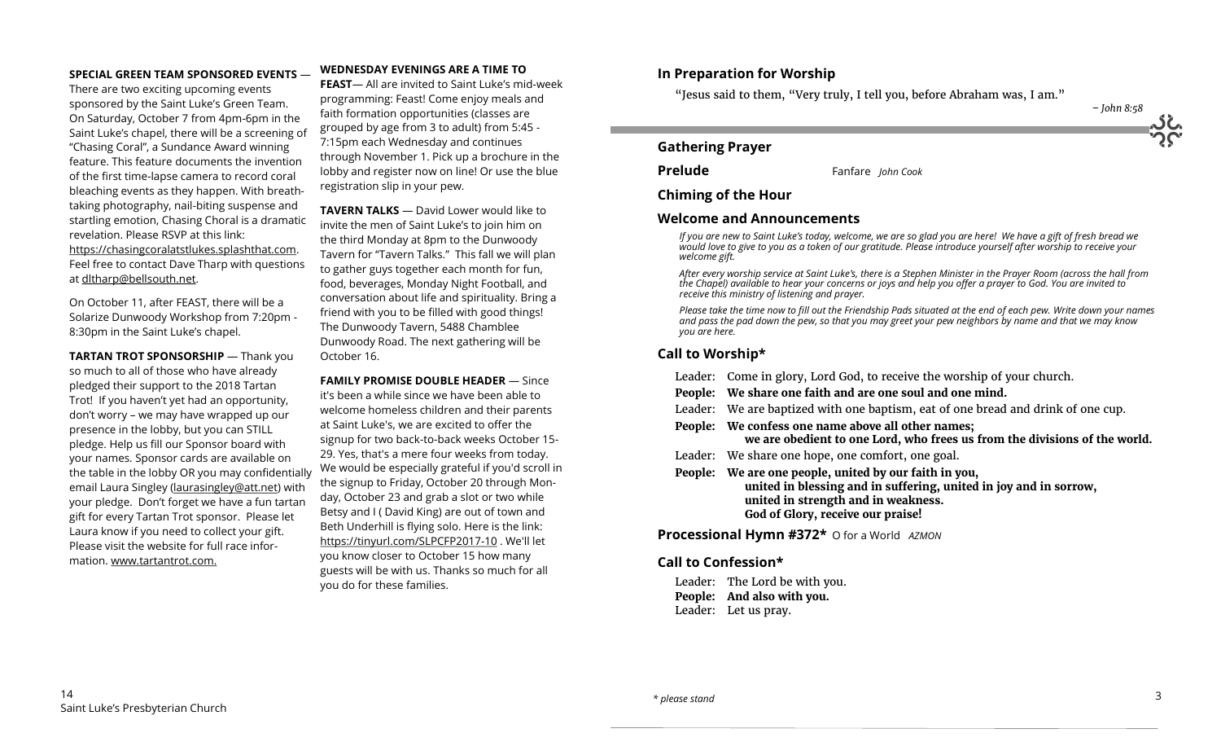**SPECIAL GREEN TEAM SPONSORED EVENTS** — There are two exciting upcoming events sponsored by the Saint Luke's Green Team. On Saturday, October 7 from 4pm-6pm in the Saint Luke's chapel, there will be a screening of "Chasing Coral", a Sundance Award winning feature. This feature documents the invention of the first time-lapse camera to record coral bleaching events as they happen. With breath-taking photography, nail-biting suspense and startling emotion, Chasing Choral is a dramatic revelation. Please RSVP at this link: https://chasingcoralatstlukes.splashthat.com. Feel free to contact Dave Tharp with questions at dltharp@bellsouth.net.

On October 11, after FEAST, there will be a Solarize Dunwoody Workshop from 7:20pm - 8:30pm in the Saint Luke's chapel.

**TARTAN TROT SPONSORSHIP** — Thank you so much to all of those who have already pledged their support to the 2018 Tartan Trot! If you haven't yet had an opportunity, don't worry – we may have wrapped up our presence in the lobby, but you can STILL pledge. Help us fill our Sponsor board with your names. Sponsor cards are available on the table in the lobby OR you may confidentially email Laura Singley (laurasingley@att.net) with your pledge. Don't forget we have a fun tartan gift for every Tartan Trot sponsor. Please let Laura know if you need to collect your gift. Please visit the website for full race information. www.tartantrot.com.

**WEDNESDAY EVENINGS ARE A TIME TO FEAST**— All are invited to Saint Luke's mid-week programming: Feast! Come enjoy meals and faith formation opportunities (classes are grouped by age from 3 to adult) from 5:45 - 7:15pm each Wednesday and continues through November 1. Pick up a brochure in the lobby and register now on line! Or use the blue registration slip in your pew.

**TAVERN TALKS** — David Lower would like to invite the men of Saint Luke's to join him on the third Monday at 8pm to the Dunwoody Tavern for "Tavern Talks." This fall we will plan to gather guys together each month for fun, food, beverages, Monday Night Football, and conversation about life and spirituality. Bring a friend with you to be filled with good things! The Dunwoody Tavern, 5488 Chamblee Dunwoody Road. The next gathering will be October 16.

**FAMILY PROMISE DOUBLE HEADER** — Since it's been a while since we have been able to welcome homeless children and their parents at Saint Luke's, we are excited to offer the signup for two back-to-back weeks October 15-29. Yes, that's a mere four weeks from today. We would be especially grateful if you'd scroll in the signup to Friday, October 20 through Monday, October 23 and grab a slot or two while Betsy and I ( David King) are out of town and Beth Underhill is flying solo. Here is the link: https://tinyurl.com/SLPCFP2017-10 . We'll let you know closer to October 15 how many guests will be with us. Thanks so much for all you do for these families.

## In Preparation for Worship

"Jesus said to them, "Very truly, I tell you, before Abraham was, I am."

*– John 8:58*

## Gathering Prayer

**Prelude** Fanfare *John Cook*

## Chiming of the Hour

## Welcome and Announcements

*If you are new to Saint Luke's today, welcome, we are so glad you are here! We have a gift of fresh bread we would love to give to you as a token of our gratitude. Please introduce yourself after worship to receive your welcome gift.*

*After every worship service at Saint Luke's, there is a Stephen Minister in the Prayer Room (across the hall from the Chapel) available to hear your concerns or joys and help you offer a prayer to God. You are invited to receive this ministry of listening and prayer.*

*Please take the time now to fill out the Friendship Pads situated at the end of each pew. Write down your names and pass the pad down the pew, so that you may greet your pew neighbors by name and that we may know you are here.*

## Call to Worship*

Leader: Come in glory, Lord God, to receive the worship of your church.

**People: We share one faith and are one soul and one mind.**

Leader: We are baptized with one baptism, eat of one bread and drink of one cup.

**People: We confess one name above all other names;
we are obedient to one Lord, who frees us from the divisions of the world.**

Leader: We share one hope, one comfort, one goal.

**People: We are one people, united by our faith in you,
united in blessing and in suffering, united in joy and in sorrow,
united in strength and in weakness.
God of Glory, receive our praise!**

**Processional Hymn #372*** O for a World *AZMON*

## Call to Confession*

Leader: The Lord be with you.

**People: And also with you.**

Leader: Let us pray.

*\* please stand*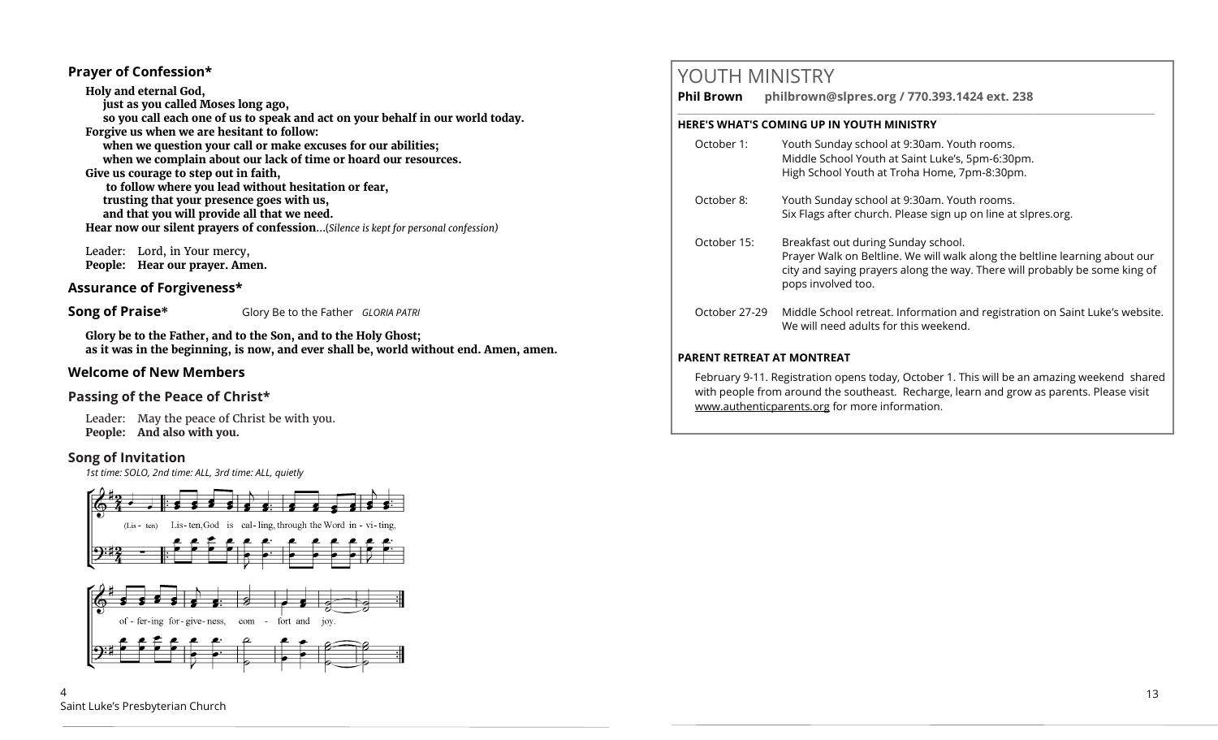### Prayer of Confession*

**Holy and eternal God,**
**just as you called Moses long ago,**
**so you call each one of us to speak and act on your behalf in our world today.**
**Forgive us when we are hesitant to follow:**
**when we question your call or make excuses for our abilities;**
**when we complain about our lack of time or hoard our resources.**
**Give us courage to step out in faith,**
**to follow where you lead without hesitation or fear,**
**trusting that your presence goes with us,**
**and that you will provide all that we need.**
**Hear now our silent prayers of confession**…(*Silence is kept for personal confession*)

Leader: Lord, in Your mercy,
**People: Hear our prayer. Amen.**

### Assurance of Forgiveness*

### Song of Praise* Glory Be to the Father *GLORIA PATRI*

**Glory be to the Father, and to the Son, and to the Holy Ghost;**
**as it was in the beginning, is now, and ever shall be, world without end. Amen, amen.**

### Welcome of New Members

### Passing of the Peace of Christ*

Leader: May the peace of Christ be with you.
**People: And also with you.**

### Song of Invitation

*1st time: SOLO, 2nd time: ALL, 3rd time: ALL, quietly*

(Lis - ten) Lis - ten, God is cal - ling, through the Word in - vi - ting, of - fer - ing for - give - ness, com - fort and joy.

## YOUTH MINISTRY

**Phil Brown philbrown@slpres.org / 770.393.1424 ext. 238**

**HERE'S WHAT'S COMING UP IN YOUTH MINISTRY**

October 1: Youth Sunday school at 9:30am. Youth rooms.
Middle School Youth at Saint Luke's, 5pm-6:30pm.
High School Youth at Troha Home, 7pm-8:30pm.

October 8: Youth Sunday school at 9:30am. Youth rooms.
Six Flags after church. Please sign up on line at slpres.org.

October 15: Breakfast out during Sunday school.
Prayer Walk on Beltline. We will walk along the beltline learning about our city and saying prayers along the way. There will probably be some king of pops involved too.

October 27-29 Middle School retreat. Information and registration on Saint Luke's website. We will need adults for this weekend.

**PARENT RETREAT AT MONTREAT**

February 9-11. Registration opens today, October 1. This will be an amazing weekend shared with people from around the southeast. Recharge, learn and grow as parents. Please visit www.authenticparents.org for more information.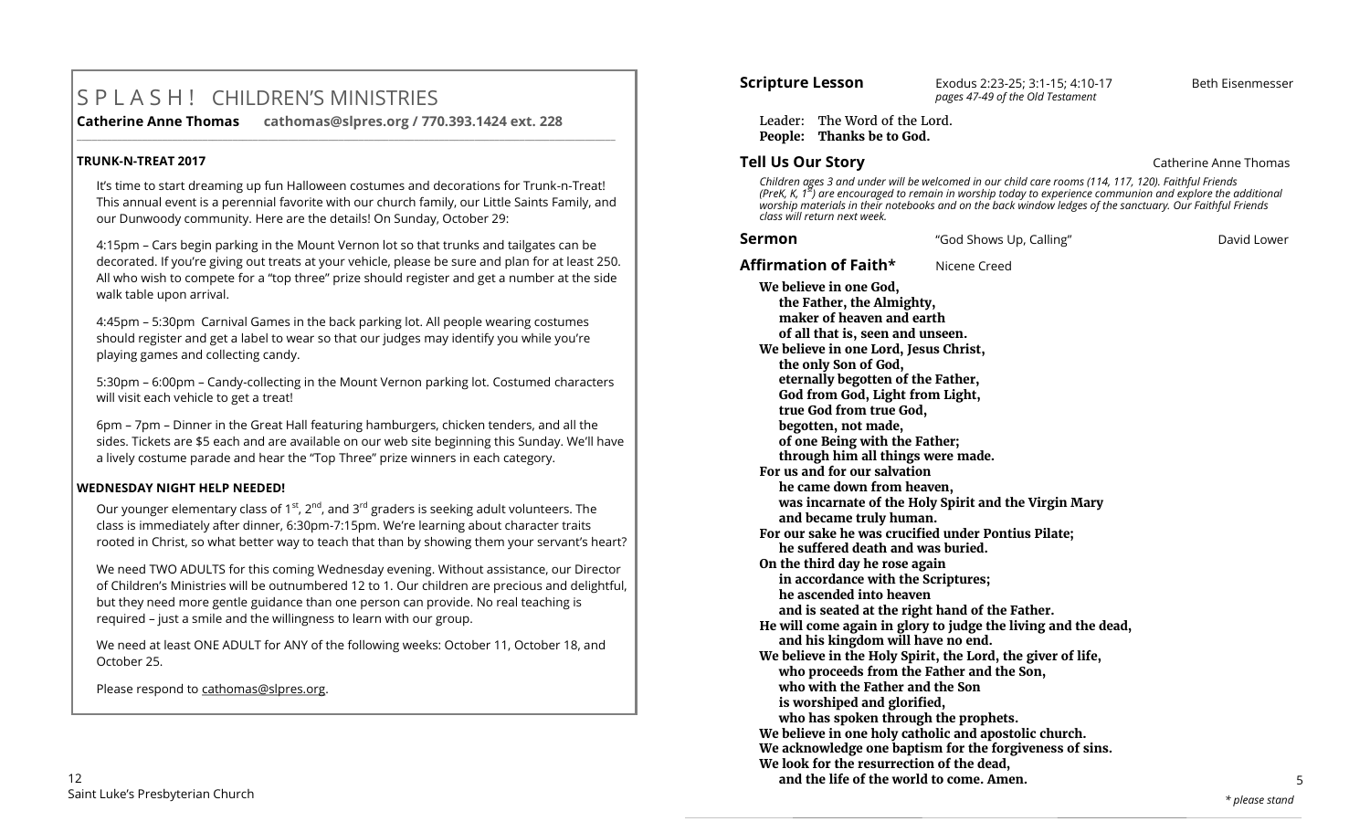# S P L A S H ! CHILDREN'S MINISTRIES

**Catherine Anne Thomas cathomas@slpres.org / 770.393.1424 ext. 228**

### TRUNK-N-TREAT 2017

It's time to start dreaming up fun Halloween costumes and decorations for Trunk-n-Treat! This annual event is a perennial favorite with our church family, our Little Saints Family, and our Dunwoody community. Here are the details! On Sunday, October 29:

4:15pm – Cars begin parking in the Mount Vernon lot so that trunks and tailgates can be decorated. If you're giving out treats at your vehicle, please be sure and plan for at least 250. All who wish to compete for a "top three" prize should register and get a number at the side walk table upon arrival.

4:45pm – 5:30pm Carnival Games in the back parking lot. All people wearing costumes should register and get a label to wear so that our judges may identify you while you're playing games and collecting candy.

5:30pm – 6:00pm – Candy-collecting in the Mount Vernon parking lot. Costumed characters will visit each vehicle to get a treat!

6pm – 7pm – Dinner in the Great Hall featuring hamburgers, chicken tenders, and all the sides. Tickets are $5 each and are available on our web site beginning this Sunday. We'll have a lively costume parade and hear the "Top Three" prize winners in each category.

### WEDNESDAY NIGHT HELP NEEDED!

Our younger elementary class of 1st, 2nd, and 3rd graders is seeking adult volunteers. The class is immediately after dinner, 6:30pm-7:15pm. We're learning about character traits rooted in Christ, so what better way to teach that than by showing them your servant's heart?

We need TWO ADULTS for this coming Wednesday evening. Without assistance, our Director of Children's Ministries will be outnumbered 12 to 1. Our children are precious and delightful, but they need more gentle guidance than one person can provide. No real teaching is required – just a smile and the willingness to learn with our group.

We need at least ONE ADULT for ANY of the following weeks: October 11, October 18, and October 25.

Please respond to cathomas@slpres.org.

---

**Scripture Lesson** Exodus 2:23-25; 3:1-15; 4:10-17 — Beth Eisenmesser
*pages 47-49 of the Old Testament*

Leader: The Word of the Lord.
**People: Thanks be to God.**

**Tell Us Our Story** — Catherine Anne Thomas

*Children ages 3 and under will be welcomed in our child care rooms (114, 117, 120). Faithful Friends (PreK, K, 1st) are encouraged to remain in worship today to experience communion and explore the additional worship materials in their notebooks and on the back window ledges of the sanctuary. Our Faithful Friends class will return next week.*

**Sermon** "God Shows Up, Calling" — David Lower

**Affirmation of Faith*** Nicene Creed

**We believe in one God,**
**the Father, the Almighty,**
**maker of heaven and earth**
**of all that is, seen and unseen.**
**We believe in one Lord, Jesus Christ,**
**the only Son of God,**
**eternally begotten of the Father,**
**God from God, Light from Light,**
**true God from true God,**
**begotten, not made,**
**of one Being with the Father;**
**through him all things were made.**
**For us and for our salvation**
**he came down from heaven,**
**was incarnate of the Holy Spirit and the Virgin Mary**
**and became truly human.**
**For our sake he was crucified under Pontius Pilate;**
**he suffered death and was buried.**
**On the third day he rose again**
**in accordance with the Scriptures;**
**he ascended into heaven**
**and is seated at the right hand of the Father.**
**He will come again in glory to judge the living and the dead,**
**and his kingdom will have no end.**
**We believe in the Holy Spirit, the Lord, the giver of life,**
**who proceeds from the Father and the Son,**
**who with the Father and the Son**
**is worshiped and glorified,**
**who has spoken through the prophets.**
**We believe in one holy catholic and apostolic church.**
**We acknowledge one baptism for the forgiveness of sins.**
**We look for the resurrection of the dead,**
**and the life of the world to come. Amen.**

*\* please stand*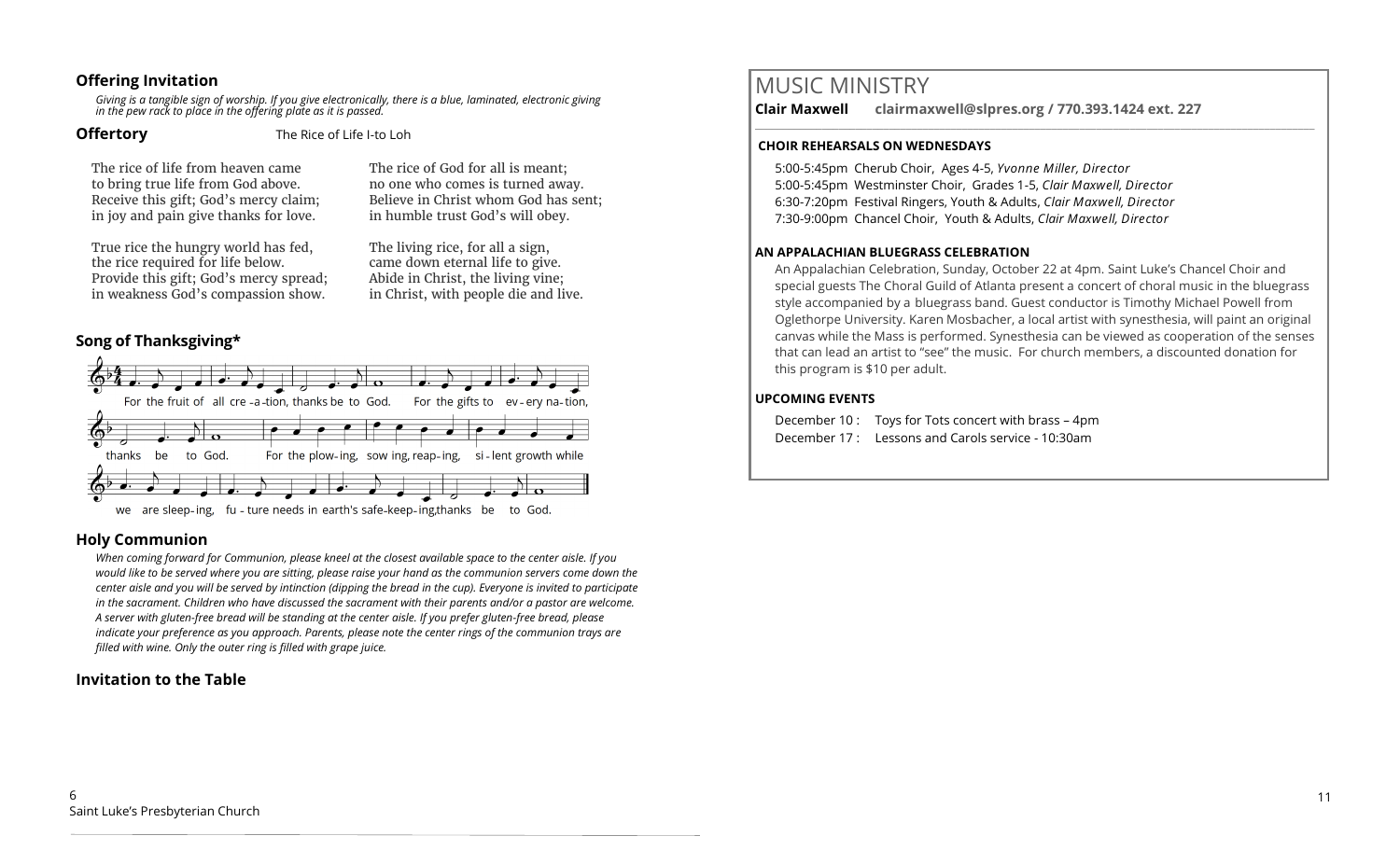## Offering Invitation

*Giving is a tangible sign of worship. If you give electronically, there is a blue, laminated, electronic giving in the pew rack to place in the offering plate as it is passed.*

## Offertory

The Rice of Life I-to Loh

The rice of life from heaven came
to bring true life from God above.
Receive this gift; God's mercy claim;
in joy and pain give thanks for love.

True rice the hungry world has fed,
the rice required for life below.
Provide this gift; God's mercy spread;
in weakness God's compassion show.

The rice of God for all is meant;
no one who comes is turned away.
Believe in Christ whom God has sent;
in humble trust God's will obey.

The living rice, for all a sign,
came down eternal life to give.
Abide in Christ, the living vine;
in Christ, with people die and live.

## Song of Thanksgiving*

For the fruit of all cre-a-tion, thanks be to God. For the gifts to ev-ery na-tion, thanks be to God. For the plow-ing, sow ing, reap-ing, si-lent growth while we are sleep-ing, fu-ture needs in earth's safe-keep-ing, thanks be to God.

## Holy Communion

*When coming forward for Communion, please kneel at the closest available space to the center aisle. If you would like to be served where you are sitting, please raise your hand as the communion servers come down the center aisle and you will be served by intinction (dipping the bread in the cup). Everyone is invited to participate in the sacrament. Children who have discussed the sacrament with their parents and/or a pastor are welcome. A server with gluten-free bread will be standing at the center aisle. If you prefer gluten-free bread, please indicate your preference as you approach. Parents, please note the center rings of the communion trays are filled with wine. Only the outer ring is filled with grape juice.*

## Invitation to the Table

# MUSIC MINISTRY

**Clair Maxwell** **clairmaxwell@slpres.org / 770.393.1424 ext. 227**

### CHOIR REHEARSALS ON WEDNESDAYS

5:00-5:45pm Cherub Choir, Ages 4-5, *Yvonne Miller, Director*
5:00-5:45pm Westminster Choir, Grades 1-5, *Clair Maxwell, Director*
6:30-7:20pm Festival Ringers, Youth & Adults, *Clair Maxwell, Director*
7:30-9:00pm Chancel Choir, Youth & Adults, *Clair Maxwell, Director*

### AN APPALACHIAN BLUEGRASS CELEBRATION

An Appalachian Celebration, Sunday, October 22 at 4pm. Saint Luke's Chancel Choir and special guests The Choral Guild of Atlanta present a concert of choral music in the bluegrass style accompanied by a bluegrass band. Guest conductor is Timothy Michael Powell from Oglethorpe University. Karen Mosbacher, a local artist with synesthesia, will paint an original canvas while the Mass is performed. Synesthesia can be viewed as cooperation of the senses that can lead an artist to "see" the music. For church members, a discounted donation for this program is $10 per adult.

### UPCOMING EVENTS

December 10 : Toys for Tots concert with brass – 4pm
December 17 : Lessons and Carols service - 10:30am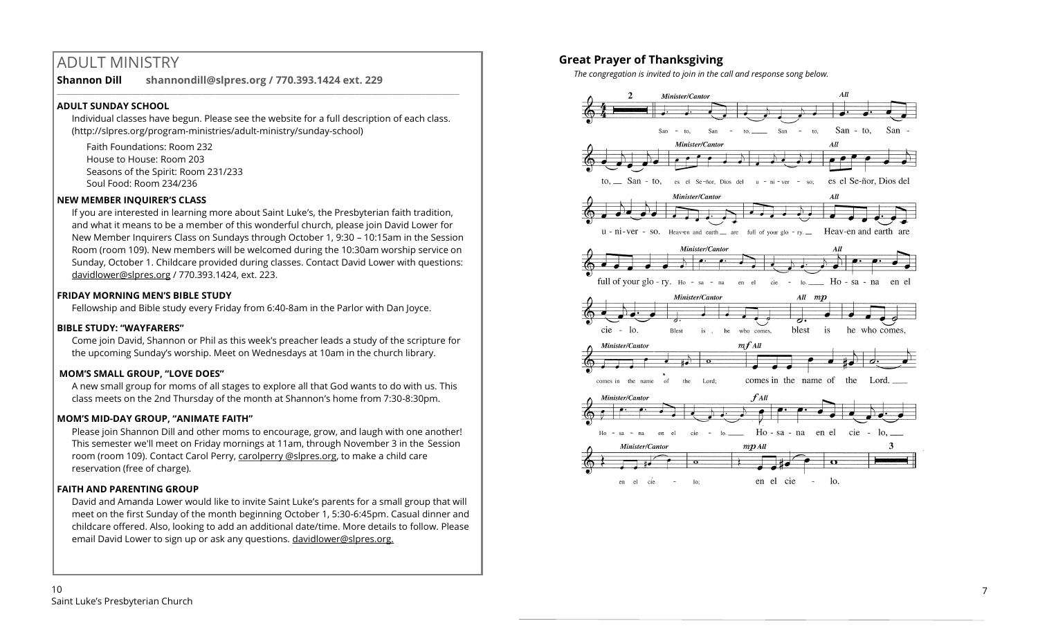# ADULT MINISTRY

**Shannon Dill** **shannondill@slpres.org / 770.393.1424 ext. 229**

### ADULT SUNDAY SCHOOL

Individual classes have begun. Please see the website for a full description of each class. (http://slpres.org/program-ministries/adult-ministry/sunday-school)

Faith Foundations: Room 232
House to House: Room 203
Seasons of the Spirit: Room 231/233
Soul Food: Room 234/236

### NEW MEMBER INQUIRER'S CLASS

If you are interested in learning more about Saint Luke's, the Presbyterian faith tradition, and what it means to be a member of this wonderful church, please join David Lower for New Member Inquirers Class on Sundays through October 1, 9:30 – 10:15am in the Session Room (room 109). New members will be welcomed during the 10:30am worship service on Sunday, October 1. Childcare provided during classes. Contact David Lower with questions: davidlower@slpres.org / 770.393.1424, ext. 223.

### FRIDAY MORNING MEN'S BIBLE STUDY

Fellowship and Bible study every Friday from 6:40-8am in the Parlor with Dan Joyce.

### BIBLE STUDY: "WAYFARERS"

Come join David, Shannon or Phil as this week's preacher leads a study of the scripture for the upcoming Sunday's worship. Meet on Wednesdays at 10am in the church library.

### MOM'S SMALL GROUP, "LOVE DOES"

A new small group for moms of all stages to explore all that God wants to do with us. This class meets on the 2nd Thursday of the month at Shannon's home from 7:30-8:30pm.

### MOM'S MID-DAY GROUP, "ANIMATE FAITH"

Please join Shannon Dill and other moms to encourage, grow, and laugh with one another! This semester we'll meet on Friday mornings at 11am, through November 3 in the Session room (room 109). Contact Carol Perry, carolperry @slpres.org, to make a child care reservation (free of charge).

### FAITH AND PARENTING GROUP

David and Amanda Lower would like to invite Saint Luke's parents for a small group that will meet on the first Sunday of the month beginning October 1, 5:30-6:45pm. Casual dinner and childcare offered. Also, looking to add an additional date/time. More details to follow. Please email David Lower to sign up or ask any questions. davidlower@slpres.org.

## Great Prayer of Thanksgiving

*The congregation is invited to join in the call and response song below.*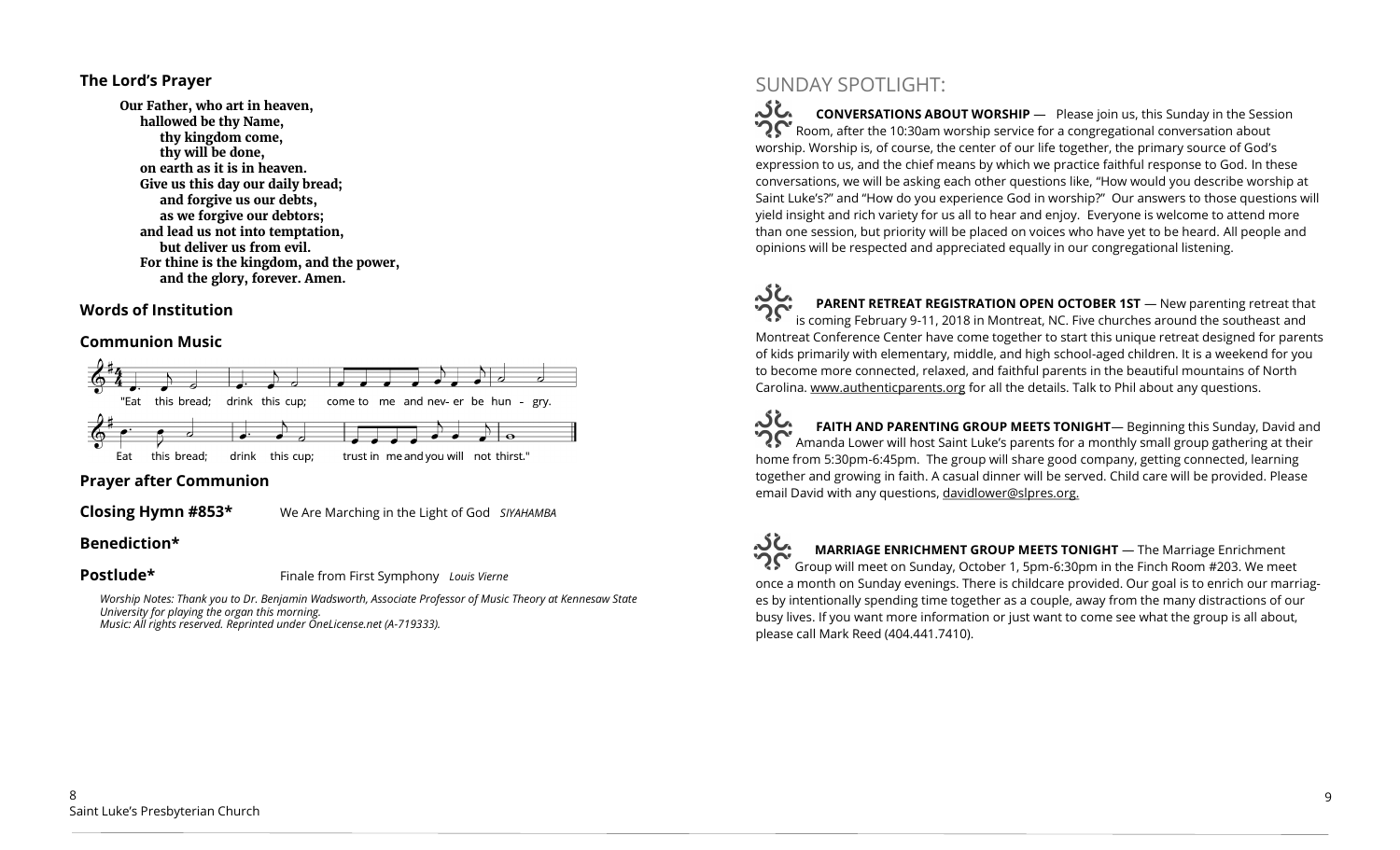### The Lord's Prayer

**Our Father, who art in heaven,**
**hallowed be thy Name,**
**thy kingdom come,**
**thy will be done,**
**on earth as it is in heaven.**
**Give us this day our daily bread;**
**and forgive us our debts,**
**as we forgive our debtors;**
**and lead us not into temptation,**
**but deliver us from evil.**
**For thine is the kingdom, and the power,**
**and the glory, forever. Amen.**

### Words of Institution

### Communion Music

"Eat this bread; drink this cup; come to me and nev- er be hun - gry.
Eat this bread; drink this cup; trust in me and you will not thirst."

### Prayer after Communion

**Closing Hymn #853*** We Are Marching in the Light of God *SIYAHAMBA*

### Benediction*

**Postlude*** Finale from First Symphony *Louis Vierne*

*Worship Notes: Thank you to Dr. Benjamin Wadsworth, Associate Professor of Music Theory at Kennesaw State University for playing the organ this morning.*
*Music: All rights reserved. Reprinted under OneLicense.net (A-719333).*

## SUNDAY SPOTLIGHT:

**CONVERSATIONS ABOUT WORSHIP** — Please join us, this Sunday in the Session Room, after the 10:30am worship service for a congregational conversation about worship. Worship is, of course, the center of our life together, the primary source of God's expression to us, and the chief means by which we practice faithful response to God. In these conversations, we will be asking each other questions like, "How would you describe worship at Saint Luke's?" and "How do you experience God in worship?" Our answers to those questions will yield insight and rich variety for us all to hear and enjoy. Everyone is welcome to attend more than one session, but priority will be placed on voices who have yet to be heard. All people and opinions will be respected and appreciated equally in our congregational listening.

**PARENT RETREAT REGISTRATION OPEN OCTOBER 1ST** — New parenting retreat that is coming February 9-11, 2018 in Montreat, NC. Five churches around the southeast and Montreat Conference Center have come together to start this unique retreat designed for parents of kids primarily with elementary, middle, and high school-aged children. It is a weekend for you to become more connected, relaxed, and faithful parents in the beautiful mountains of North Carolina. www.authenticparents.org for all the details. Talk to Phil about any questions.

**FAITH AND PARENTING GROUP MEETS TONIGHT**— Beginning this Sunday, David and Amanda Lower will host Saint Luke's parents for a monthly small group gathering at their home from 5:30pm-6:45pm. The group will share good company, getting connected, learning together and growing in faith. A casual dinner will be served. Child care will be provided. Please email David with any questions, davidlower@slpres.org.

**MARRIAGE ENRICHMENT GROUP MEETS TONIGHT** — The Marriage Enrichment Group will meet on Sunday, October 1, 5pm-6:30pm in the Finch Room #203. We meet once a month on Sunday evenings. There is childcare provided. Our goal is to enrich our marriages by intentionally spending time together as a couple, away from the many distractions of our busy lives. If you want more information or just want to come see what the group is all about, please call Mark Reed (404.441.7410).